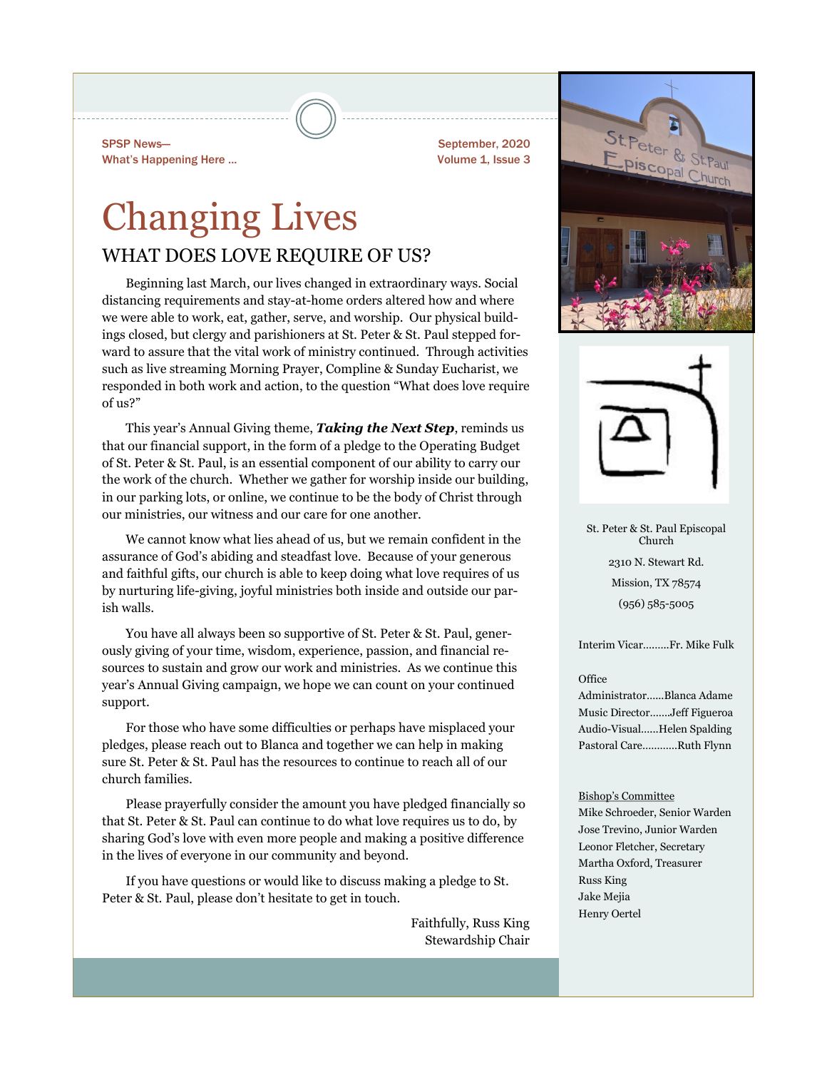SPSP News—
What's Happening Here ...

September, 2020
Volume 1, Issue 3

# Changing Lives

## WHAT DOES LOVE REQUIRE OF US?

Beginning last March, our lives changed in extraordinary ways. Social distancing requirements and stay-at-home orders altered how and where we were able to work, eat, gather, serve, and worship. Our physical buildings closed, but clergy and parishioners at St. Peter & St. Paul stepped forward to assure that the vital work of ministry continued. Through activities such as live streaming Morning Prayer, Compline & Sunday Eucharist, we responded in both work and action, to the question "What does love require of us?"

This year's Annual Giving theme, ***Taking the Next Step***, reminds us that our financial support, in the form of a pledge to the Operating Budget of St. Peter & St. Paul, is an essential component of our ability to carry our the work of the church. Whether we gather for worship inside our building, in our parking lots, or online, we continue to be the body of Christ through our ministries, our witness and our care for one another.

We cannot know what lies ahead of us, but we remain confident in the assurance of God's abiding and steadfast love. Because of your generous and faithful gifts, our church is able to keep doing what love requires of us by nurturing life-giving, joyful ministries both inside and outside our parish walls.

You have all always been so supportive of St. Peter & St. Paul, generously giving of your time, wisdom, experience, passion, and financial resources to sustain and grow our work and ministries. As we continue this year's Annual Giving campaign, we hope we can count on your continued support.

For those who have some difficulties or perhaps have misplaced your pledges, please reach out to Blanca and together we can help in making sure St. Peter & St. Paul has the resources to continue to reach all of our church families.

Please prayerfully consider the amount you have pledged financially so that St. Peter & St. Paul can continue to do what love requires us to do, by sharing God's love with even more people and making a positive difference in the lives of everyone in our community and beyond.

If you have questions or would like to discuss making a pledge to St. Peter & St. Paul, please don't hesitate to get in touch.

Faithfully, Russ King
Stewardship Chair

---

St. Peter & St. Paul Episcopal Church
2310 N. Stewart Rd.
Mission, TX 78574
(956) 585-5005

Interim Vicar.........Fr. Mike Fulk

Office
Administrator......Blanca Adame
Music Director.......Jeff Figueroa
Audio-Visual......Helen Spalding
Pastoral Care............Ruth Flynn

Bishop's Committee
Mike Schroeder, Senior Warden
Jose Trevino, Junior Warden
Leonor Fletcher, Secretary
Martha Oxford, Treasurer
Russ King
Jake Mejia
Henry Oertel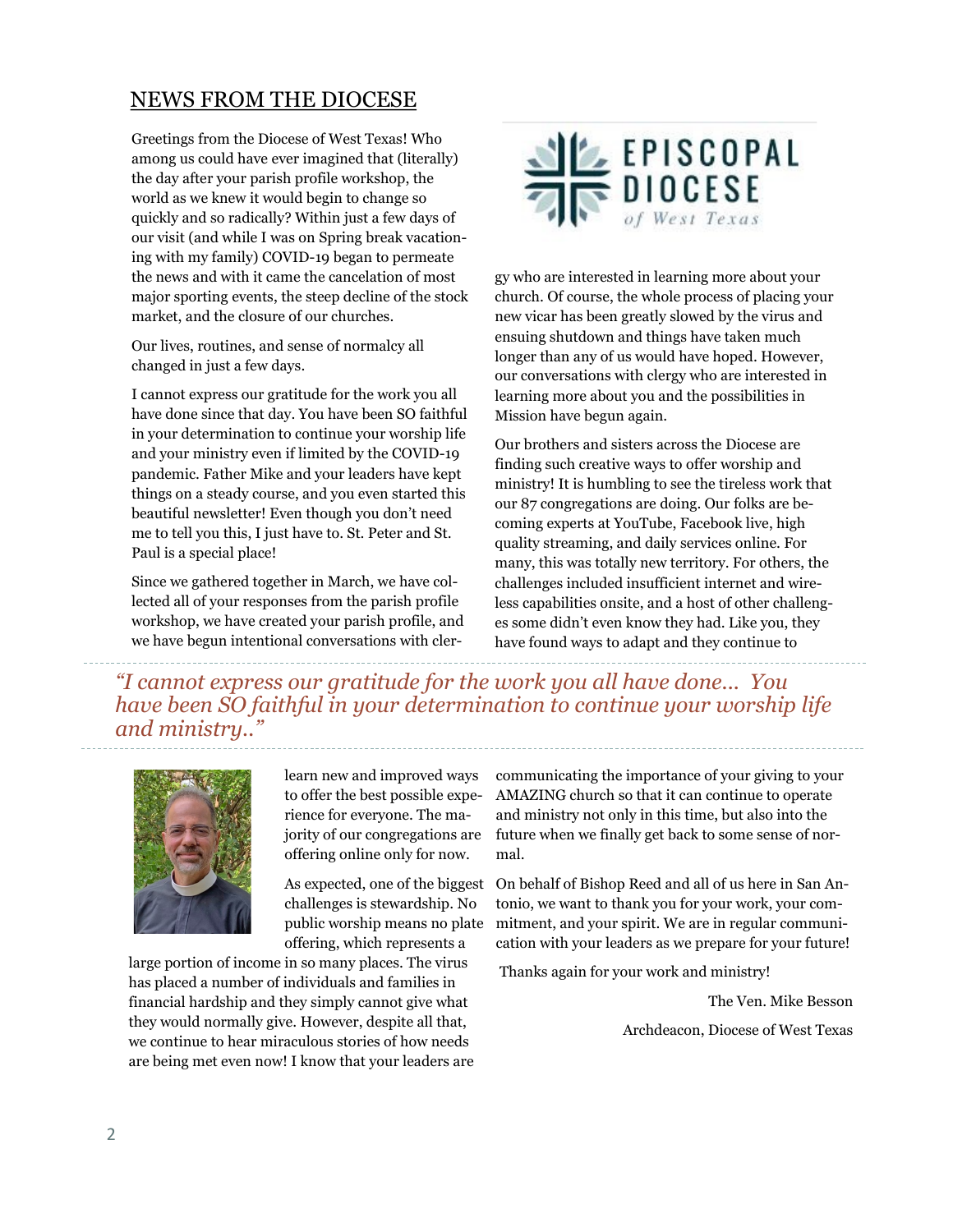## NEWS FROM THE DIOCESE

Greetings from the Diocese of West Texas! Who among us could have ever imagined that (literally) the day after your parish profile workshop, the world as we knew it would begin to change so quickly and so radically? Within just a few days of our visit (and while I was on Spring break vacationing with my family) COVID-19 began to permeate the news and with it came the cancelation of most major sporting events, the steep decline of the stock market, and the closure of our churches.

Our lives, routines, and sense of normalcy all changed in just a few days.

I cannot express our gratitude for the work you all have done since that day. You have been SO faithful in your determination to continue your worship life and your ministry even if limited by the COVID-19 pandemic. Father Mike and your leaders have kept things on a steady course, and you even started this beautiful newsletter! Even though you don't need me to tell you this, I just have to. St. Peter and St. Paul is a special place!

Since we gathered together in March, we have collected all of your responses from the parish profile workshop, we have created your parish profile, and we have begun intentional conversations with clergy who are interested in learning more about your church. Of course, the whole process of placing your new vicar has been greatly slowed by the virus and ensuing shutdown and things have taken much longer than any of us would have hoped. However, our conversations with clergy who are interested in learning more about you and the possibilities in Mission have begun again.

Our brothers and sisters across the Diocese are finding such creative ways to offer worship and ministry! It is humbling to see the tireless work that our 87 congregations are doing. Our folks are becoming experts at YouTube, Facebook live, high quality streaming, and daily services online. For many, this was totally new territory. For others, the challenges included insufficient internet and wireless capabilities onsite, and a host of other challenges some didn't even know they had. Like you, they have found ways to adapt and they continue to learn new and improved ways to offer the best possible experience for everyone. The majority of our congregations are offering online only for now.

*"I cannot express our gratitude for the work you all have done... You have been SO faithful in your determination to continue your worship life and ministry.."*

As expected, one of the biggest challenges is stewardship. No public worship means no plate offering, which represents a large portion of income in so many places. The virus has placed a number of individuals and families in financial hardship and they simply cannot give what they would normally give. However, despite all that, we continue to hear miraculous stories of how needs are being met even now! I know that your leaders are communicating the importance of your giving to your AMAZING church so that it can continue to operate and ministry not only in this time, but also into the future when we finally get back to some sense of normal.

On behalf of Bishop Reed and all of us here in San Antonio, we want to thank you for your work, your commitment, and your spirit. We are in regular communication with your leaders as we prepare for your future!

Thanks again for your work and ministry!

The Ven. Mike Besson

Archdeacon, Diocese of West Texas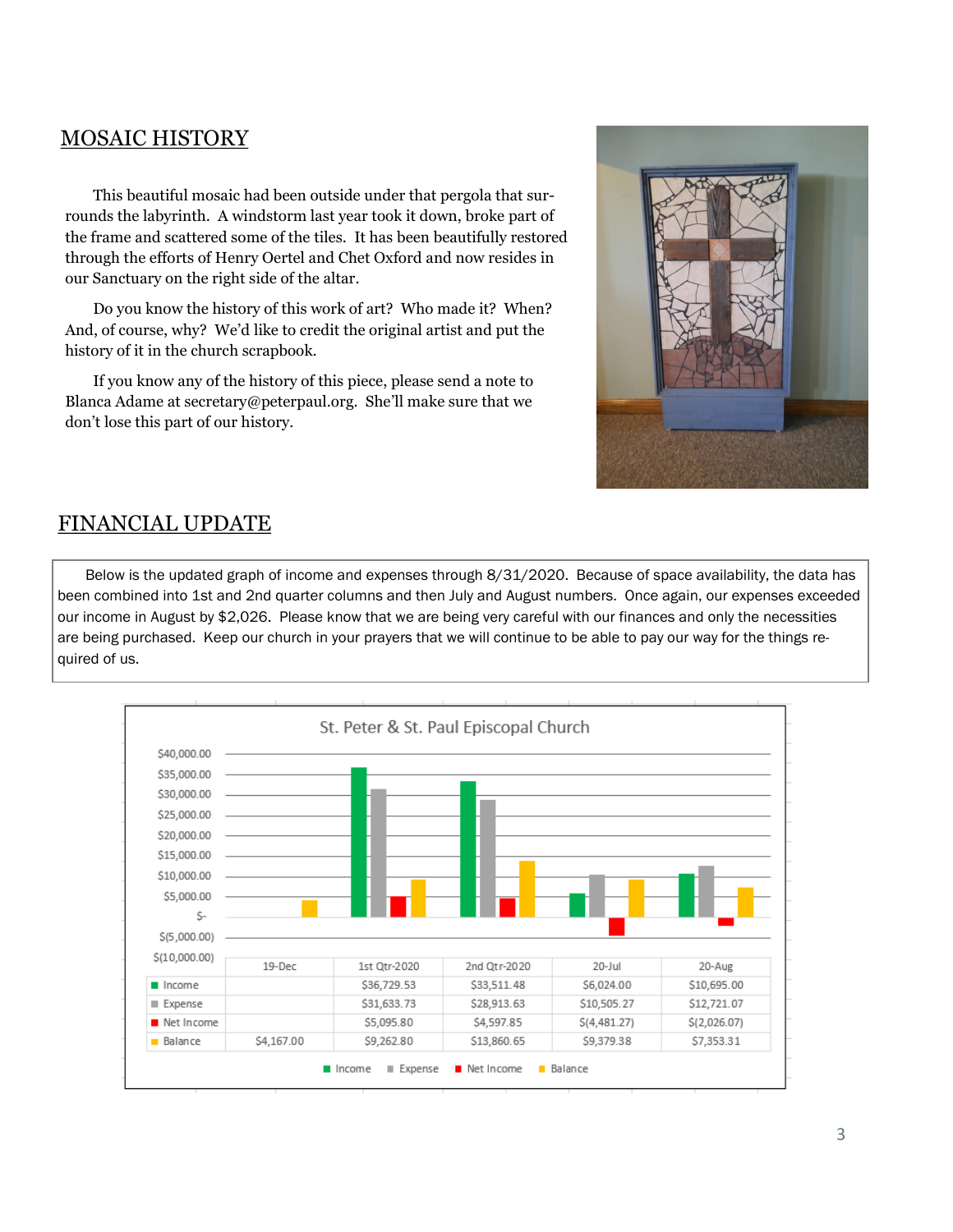## MOSAIC HISTORY

This beautiful mosaic had been outside under that pergola that surrounds the labyrinth. A windstorm last year took it down, broke part of the frame and scattered some of the tiles. It has been beautifully restored through the efforts of Henry Oertel and Chet Oxford and now resides in our Sanctuary on the right side of the altar.

Do you know the history of this work of art? Who made it? When? And, of course, why? We'd like to credit the original artist and put the history of it in the church scrapbook.

If you know any of the history of this piece, please send a note to Blanca Adame at secretary@peterpaul.org. She'll make sure that we don't lose this part of our history.

## FINANCIAL UPDATE

Below is the updated graph of income and expenses through 8/31/2020. Because of space availability, the data has been combined into 1st and 2nd quarter columns and then July and August numbers. Once again, our expenses exceeded our income in August by $2,026. Please know that we are being very careful with our finances and only the necessities are being purchased. Keep our church in your prayers that we will continue to be able to pay our way for the things required of us.

St. Peter & St. Paul Episcopal Church

| | 19-Dec | 1st Qtr-2020 | 2nd Qtr-2020 | 20-Jul | 20-Aug |
|---|---|---|---|---|---|
| Income | | $36,729.53 | $33,511.48 | $6,024.00 | $10,695.00 |
| Expense | | $31,633.73 | $28,913.63 | $10,505.27 | $12,721.07 |
| Net Income | | $5,095.80 | $4,597.85 | $(4,481.27) | $(2,026.07) |
| Balance | $4,167.00 | $9,262.80 | $13,860.65 | $9,379.38 | $7,353.31 |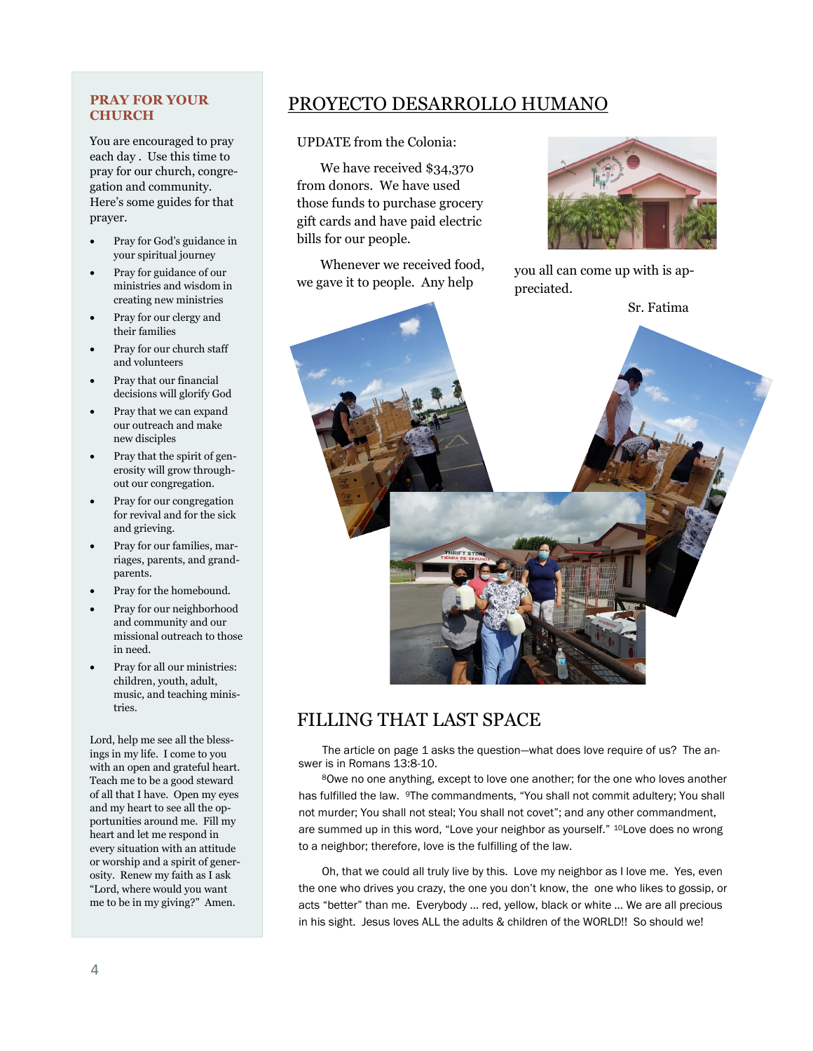## PRAY FOR YOUR CHURCH

You are encouraged to pray each day . Use this time to pray for our church, congregation and community. Here's some guides for that prayer.

- Pray for God's guidance in your spiritual journey
- Pray for guidance of our ministries and wisdom in creating new ministries
- Pray for our clergy and their families
- Pray for our church staff and volunteers
- Pray that our financial decisions will glorify God
- Pray that we can expand our outreach and make new disciples
- Pray that the spirit of generosity will grow throughout our congregation.
- Pray for our congregation for revival and for the sick and grieving.
- Pray for our families, marriages, parents, and grandparents.
- Pray for the homebound.
- Pray for our neighborhood and community and our missional outreach to those in need.
- Pray for all our ministries: children, youth, adult, music, and teaching ministries.

Lord, help me see all the blessings in my life. I come to you with an open and grateful heart. Teach me to be a good steward of all that I have. Open my eyes and my heart to see all the opportunities around me. Fill my heart and let me respond in every situation with an attitude or worship and a spirit of generosity. Renew my faith as I ask "Lord, where would you want me to be in my giving?" Amen.

# PROYECTO DESARROLLO HUMANO

UPDATE from the Colonia:

We have received $34,370 from donors. We have used those funds to purchase grocery gift cards and have paid electric bills for our people.

Whenever we received food, we gave it to people. Any help you all can come up with is appreciated.

Sr. Fatima

# FILLING THAT LAST SPACE

The article on page 1 asks the question—what does love require of us? The answer is in Romans 13:8-10.

[8]Owe no one anything, except to love one another; for the one who loves another has fulfilled the law. [9]The commandments, "You shall not commit adultery; You shall not murder; You shall not steal; You shall not covet"; and any other commandment, are summed up in this word, "Love your neighbor as yourself." [10]Love does no wrong to a neighbor; therefore, love is the fulfilling of the law.

Oh, that we could all truly live by this. Love my neighbor as I love me. Yes, even the one who drives you crazy, the one you don't know, the one who likes to gossip, or acts "better" than me. Everybody … red, yellow, black or white … We are all precious in his sight. Jesus loves ALL the adults & children of the WORLD!! So should we!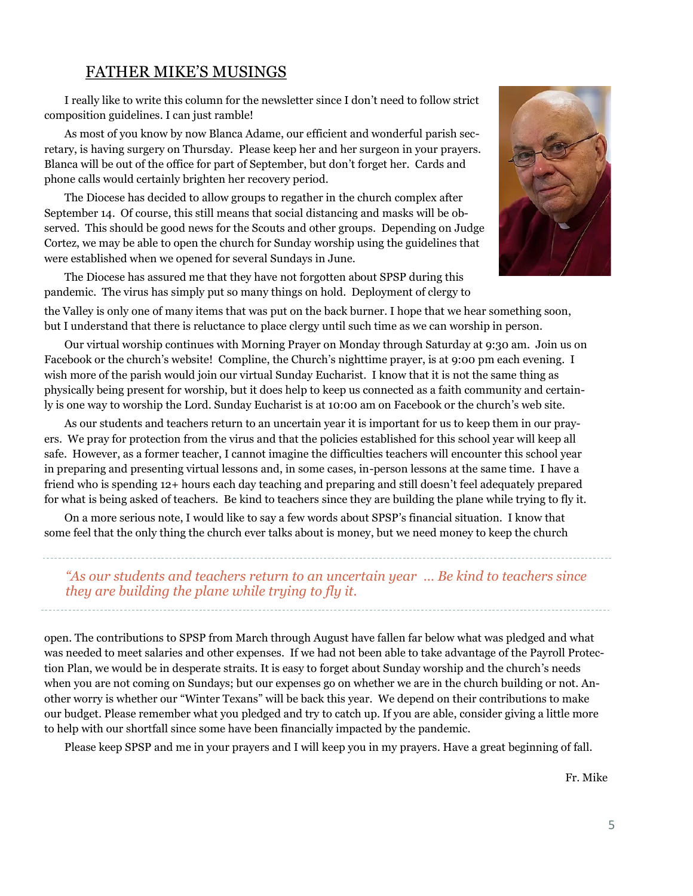## FATHER MIKE'S MUSINGS

I really like to write this column for the newsletter since I don't need to follow strict composition guidelines. I can just ramble!

As most of you know by now Blanca Adame, our efficient and wonderful parish secretary, is having surgery on Thursday. Please keep her and her surgeon in your prayers. Blanca will be out of the office for part of September, but don't forget her. Cards and phone calls would certainly brighten her recovery period.

The Diocese has decided to allow groups to regather in the church complex after September 14. Of course, this still means that social distancing and masks will be observed. This should be good news for the Scouts and other groups. Depending on Judge Cortez, we may be able to open the church for Sunday worship using the guidelines that were established when we opened for several Sundays in June.

The Diocese has assured me that they have not forgotten about SPSP during this pandemic. The virus has simply put so many things on hold. Deployment of clergy to the Valley is only one of many items that was put on the back burner. I hope that we hear something soon, but I understand that there is reluctance to place clergy until such time as we can worship in person.

Our virtual worship continues with Morning Prayer on Monday through Saturday at 9:30 am. Join us on Facebook or the church's website! Compline, the Church's nighttime prayer, is at 9:00 pm each evening. I wish more of the parish would join our virtual Sunday Eucharist. I know that it is not the same thing as physically being present for worship, but it does help to keep us connected as a faith community and certainly is one way to worship the Lord. Sunday Eucharist is at 10:00 am on Facebook or the church's web site.

As our students and teachers return to an uncertain year it is important for us to keep them in our prayers. We pray for protection from the virus and that the policies established for this school year will keep all safe. However, as a former teacher, I cannot imagine the difficulties teachers will encounter this school year in preparing and presenting virtual lessons and, in some cases, in-person lessons at the same time. I have a friend who is spending 12+ hours each day teaching and preparing and still doesn't feel adequately prepared for what is being asked of teachers. Be kind to teachers since they are building the plane while trying to fly it.

On a more serious note, I would like to say a few words about SPSP's financial situation. I know that some feel that the only thing the church ever talks about is money, but we need money to keep the church open. The contributions to SPSP from March through August have fallen far below what was pledged and what was needed to meet salaries and other expenses. If we had not been able to take advantage of the Payroll Protection Plan, we would be in desperate straits. It is easy to forget about Sunday worship and the church's needs when you are not coming on Sundays; but our expenses go on whether we are in the church building or not. Another worry is whether our "Winter Texans" will be back this year. We depend on their contributions to make our budget. Please remember what you pledged and try to catch up. If you are able, consider giving a little more to help with our shortfall since some have been financially impacted by the pandemic.

> *"As our students and teachers return to an uncertain year ... Be kind to teachers since they are building the plane while trying to fly it.*

Please keep SPSP and me in your prayers and I will keep you in my prayers. Have a great beginning of fall.

Fr. Mike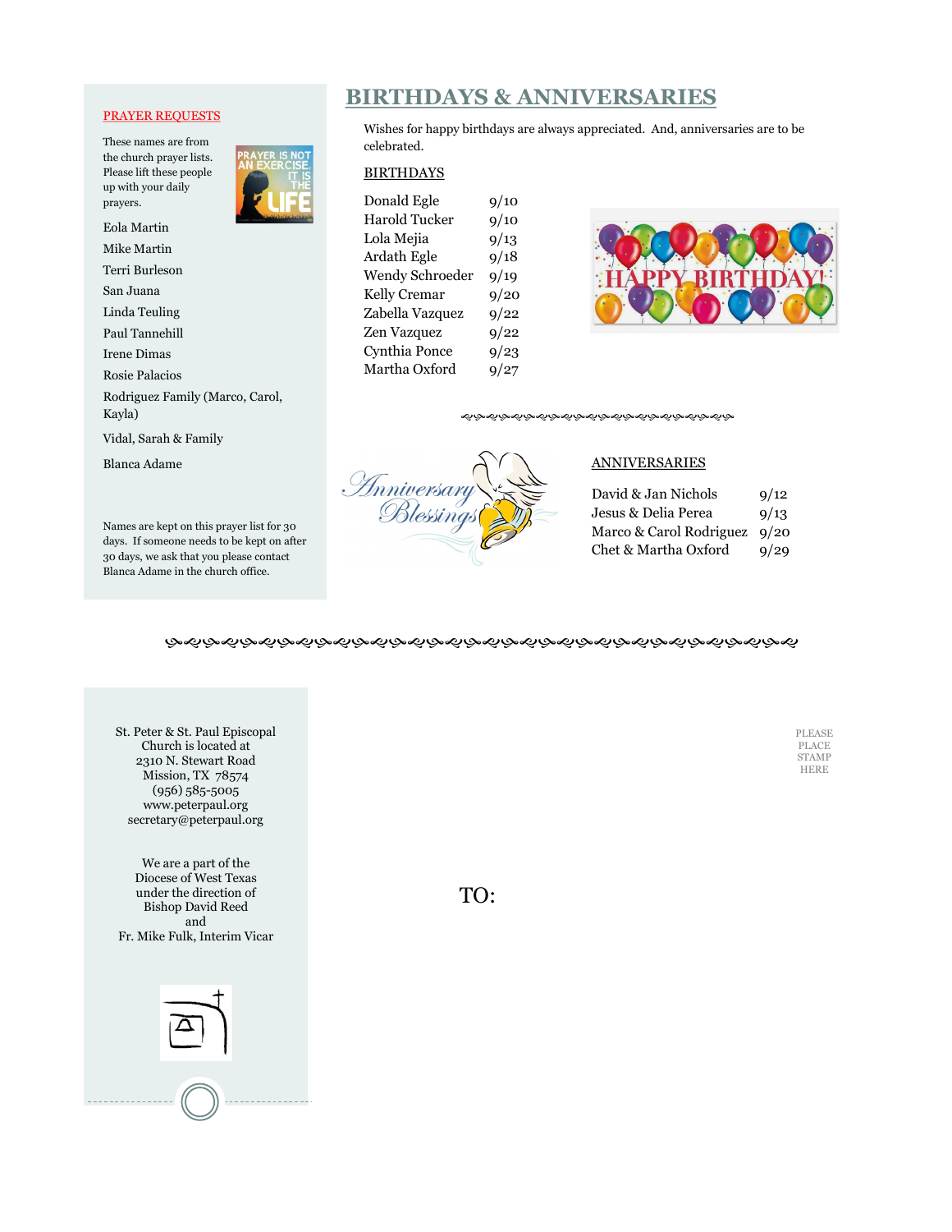## PRAYER REQUESTS

These names are from the church prayer lists. Please lift these people up with your daily prayers.

Eola Martin

Mike Martin

Terri Burleson

San Juana

Linda Teuling

Paul Tannehill

Irene Dimas

Rosie Palacios

Rodriguez Family (Marco, Carol, Kayla)

Vidal, Sarah & Family

Blanca Adame

Names are kept on this prayer list for 30 days. If someone needs to be kept on after 30 days, we ask that you please contact Blanca Adame in the church office.

# BIRTHDAYS & ANNIVERSARIES

Wishes for happy birthdays are always appreciated. And, anniversaries are to be celebrated.

### BIRTHDAYS

| | |
|---|---|
| Donald Egle | 9/10 |
| Harold Tucker | 9/10 |
| Lola Mejia | 9/13 |
| Ardath Egle | 9/18 |
| Wendy Schroeder | 9/19 |
| Kelly Cremar | 9/20 |
| Zabella Vazquez | 9/22 |
| Zen Vazquez | 9/22 |
| Cynthia Ponce | 9/23 |
| Martha Oxford | 9/27 |

### ANNIVERSARIES

| | |
|---|---|
| David & Jan Nichols | 9/12 |
| Jesus & Delia Perea | 9/13 |
| Marco & Carol Rodriguez | 9/20 |
| Chet & Martha Oxford | 9/29 |

St. Peter & St. Paul Episcopal Church is located at
2310 N. Stewart Road
Mission, TX 78574
(956) 585-5005
www.peterpaul.org
secretary@peterpaul.org

We are a part of the Diocese of West Texas under the direction of Bishop David Reed and Fr. Mike Fulk, Interim Vicar

PLEASE PLACE STAMP HERE

TO: